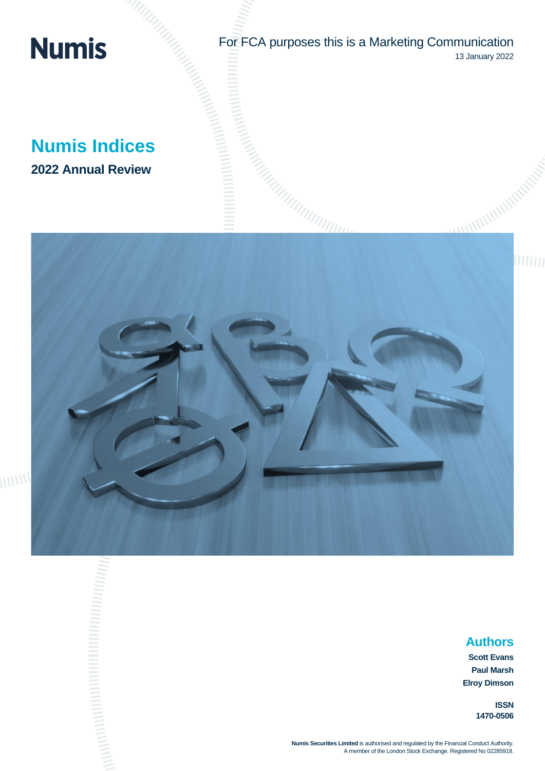Numis

For FCA purposes this is a Marketing Communication

13 January 2022

# Numis Indices

## 2022 Annual Review

## Authors

**Scott Evans**

**Paul Marsh**

**Elroy Dimson**

**ISSN**

**1470-0506**

**Numis Securities Limited** is authorised and regulated by the Financial Conduct Authority.
A member of the London Stock Exchange. Registered No 02285918.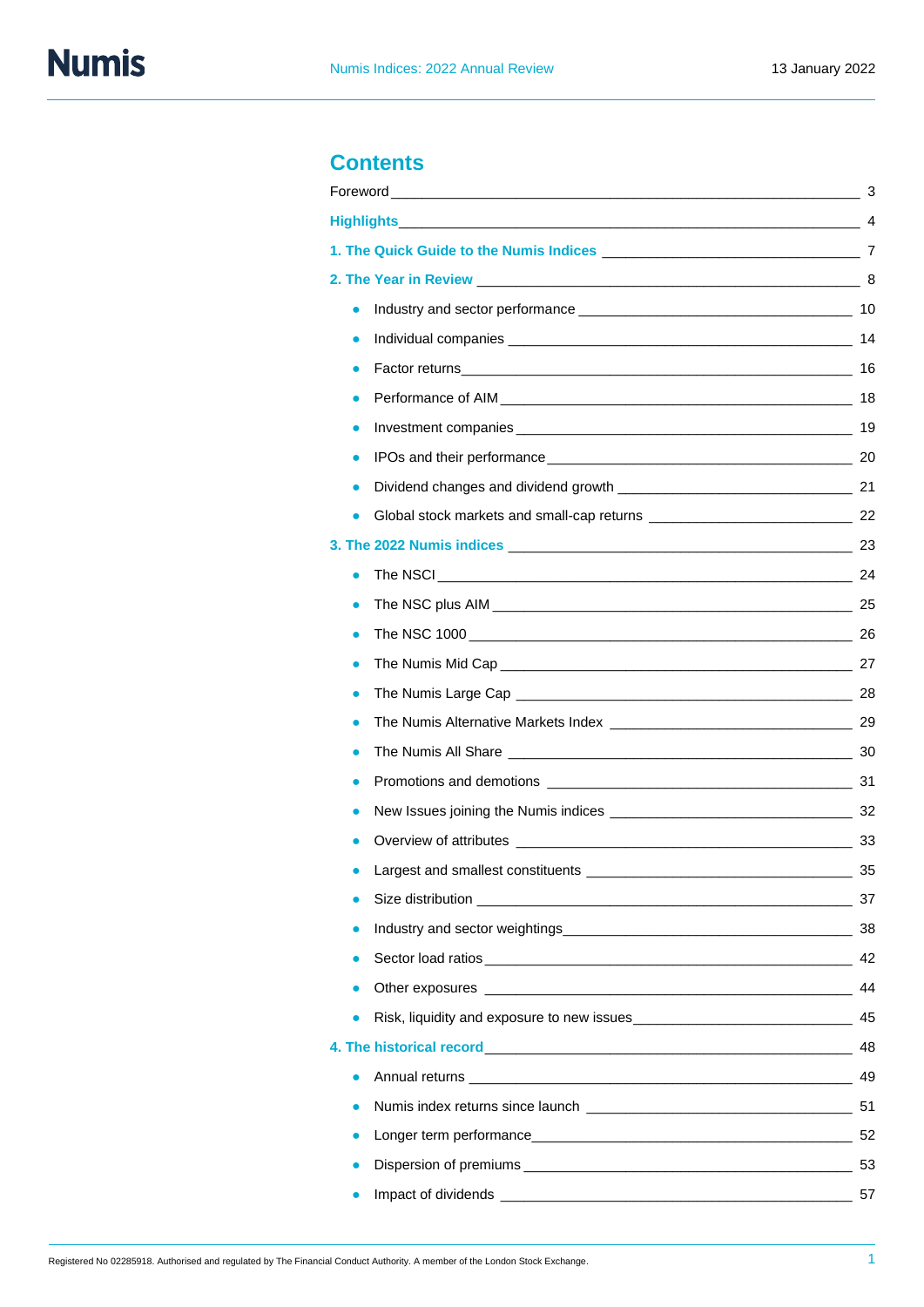## Contents

| | |
|---|---|
| Foreword | 3 |
| **Highlights** | 4 |
| **1. The Quick Guide to the Numis Indices** | 7 |
| **2. The Year in Review** | 8 |
| • Industry and sector performance | 10 |
| • Individual companies | 14 |
| • Factor returns | 16 |
| • Performance of AIM | 18 |
| • Investment companies | 19 |
| • IPOs and their performance | 20 |
| • Dividend changes and dividend growth | 21 |
| • Global stock markets and small-cap returns | 22 |
| **3. The 2022 Numis indices** | 23 |
| • The NSCI | 24 |
| • The NSC plus AIM | 25 |
| • The NSC 1000 | 26 |
| • The Numis Mid Cap | 27 |
| • The Numis Large Cap | 28 |
| • The Numis Alternative Markets Index | 29 |
| • The Numis All Share | 30 |
| • Promotions and demotions | 31 |
| • New Issues joining the Numis indices | 32 |
| • Overview of attributes | 33 |
| • Largest and smallest constituents | 35 |
| • Size distribution | 37 |
| • Industry and sector weightings | 38 |
| • Sector load ratios | 42 |
| • Other exposures | 44 |
| • Risk, liquidity and exposure to new issues | 45 |
| **4. The historical record** | 48 |
| • Annual returns | 49 |
| • Numis index returns since launch | 51 |
| • Longer term performance | 52 |
| • Dispersion of premiums | 53 |
| • Impact of dividends | 57 |

Registered No 02285918. Authorised and regulated by The Financial Conduct Authority. A member of the London Stock Exchange.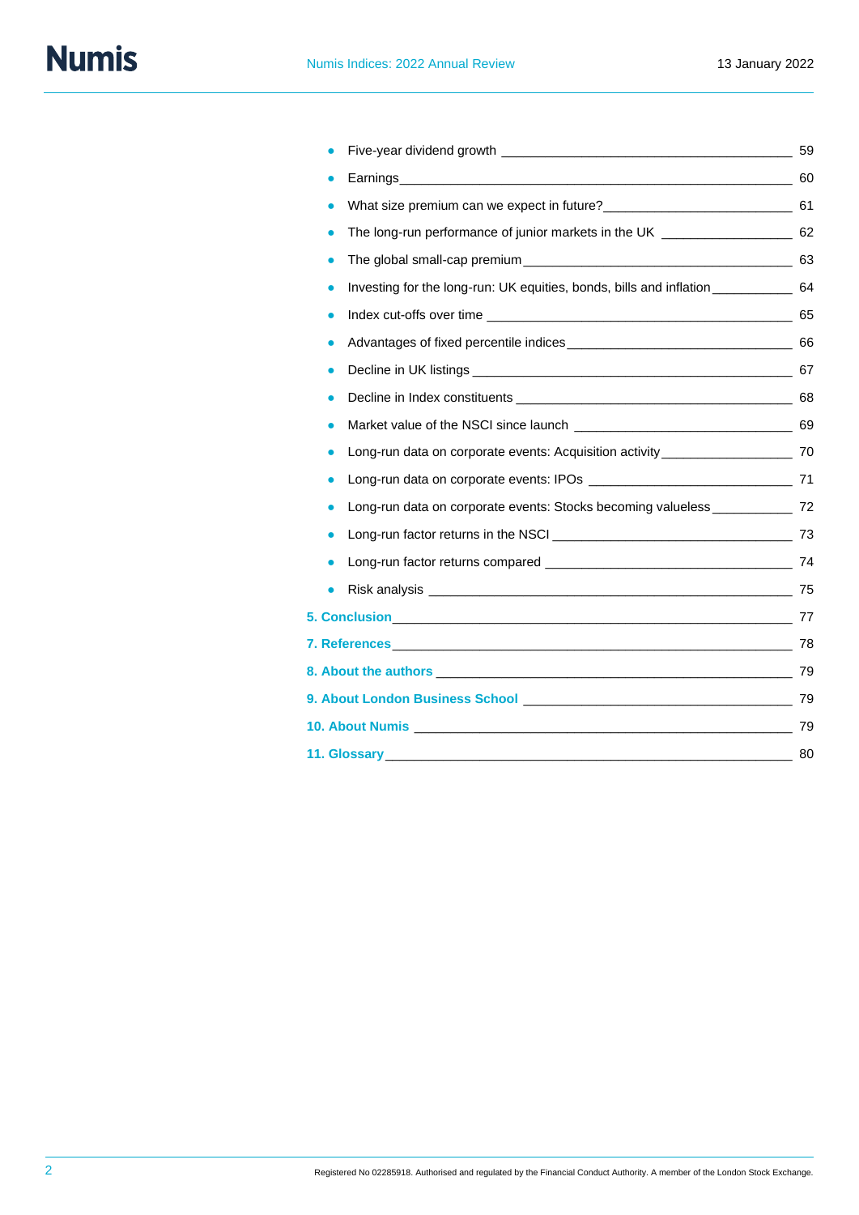- Five-year dividend growth ____ 59
- Earnings ____ 60
- What size premium can we expect in future? ____ 61
- The long-run performance of junior markets in the UK ____ 62
- The global small-cap premium ____ 63
- Investing for the long-run: UK equities, bonds, bills and inflation ____ 64
- Index cut-offs over time ____ 65
- Advantages of fixed percentile indices ____ 66
- Decline in UK listings ____ 67
- Decline in Index constituents ____ 68
- Market value of the NSCI since launch ____ 69
- Long-run data on corporate events: Acquisition activity ____ 70
- Long-run data on corporate events: IPOs ____ 71
- Long-run data on corporate events: Stocks becoming valueless ____ 72
- Long-run factor returns in the NSCI ____ 73
- Long-run factor returns compared ____ 74
- Risk analysis ____ 75

**5. Conclusion** ____ 77

**7. References** ____ 78

**8. About the authors** ____ 79

**9. About London Business School** ____ 79

**10. About Numis** ____ 79

**11. Glossary** ____ 80

Registered No 02285918. Authorised and regulated by the Financial Conduct Authority. A member of the London Stock Exchange.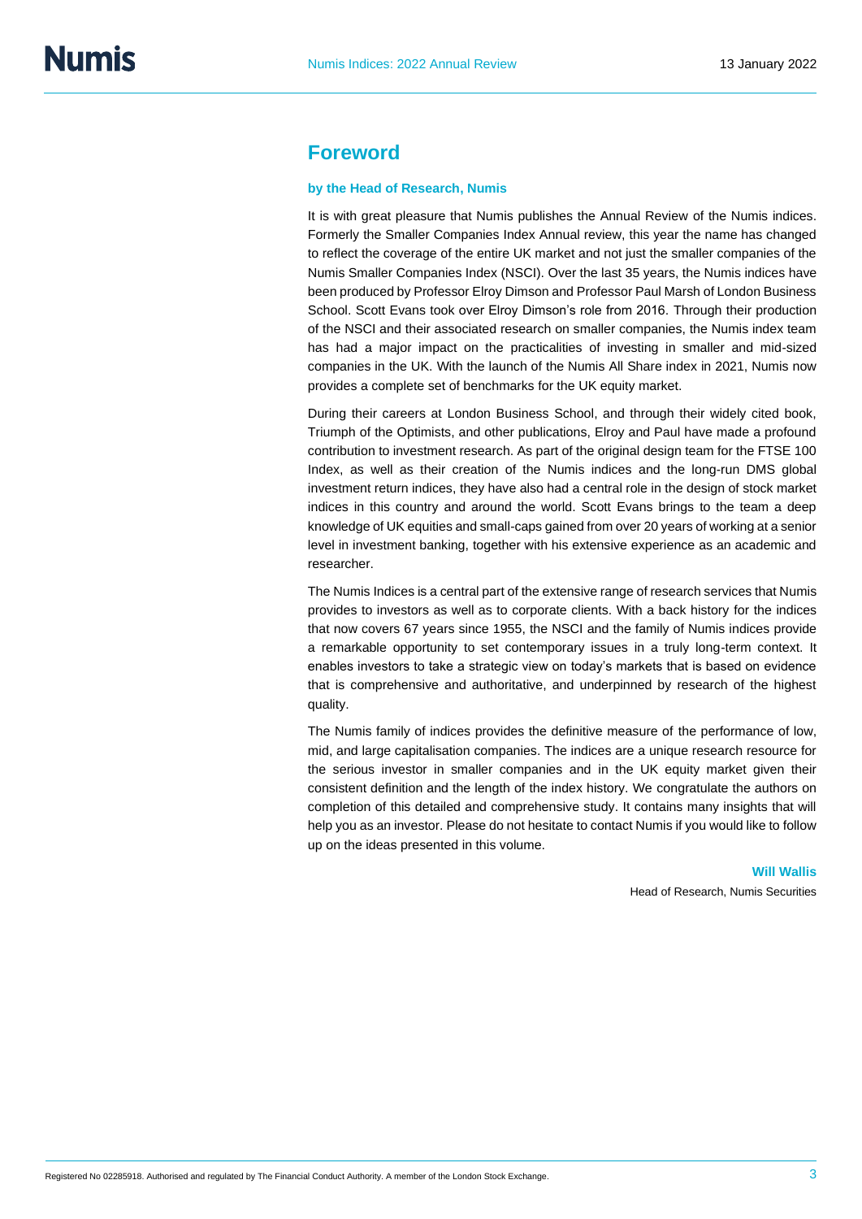## Foreword

**by the Head of Research, Numis**

It is with great pleasure that Numis publishes the Annual Review of the Numis indices. Formerly the Smaller Companies Index Annual review, this year the name has changed to reflect the coverage of the entire UK market and not just the smaller companies of the Numis Smaller Companies Index (NSCI). Over the last 35 years, the Numis indices have been produced by Professor Elroy Dimson and Professor Paul Marsh of London Business School. Scott Evans took over Elroy Dimson's role from 2016. Through their production of the NSCI and their associated research on smaller companies, the Numis index team has had a major impact on the practicalities of investing in smaller and mid-sized companies in the UK. With the launch of the Numis All Share index in 2021, Numis now provides a complete set of benchmarks for the UK equity market.

During their careers at London Business School, and through their widely cited book, Triumph of the Optimists, and other publications, Elroy and Paul have made a profound contribution to investment research. As part of the original design team for the FTSE 100 Index, as well as their creation of the Numis indices and the long-run DMS global investment return indices, they have also had a central role in the design of stock market indices in this country and around the world. Scott Evans brings to the team a deep knowledge of UK equities and small-caps gained from over 20 years of working at a senior level in investment banking, together with his extensive experience as an academic and researcher.

The Numis Indices is a central part of the extensive range of research services that Numis provides to investors as well as to corporate clients. With a back history for the indices that now covers 67 years since 1955, the NSCI and the family of Numis indices provide a remarkable opportunity to set contemporary issues in a truly long-term context. It enables investors to take a strategic view on today's markets that is based on evidence that is comprehensive and authoritative, and underpinned by research of the highest quality.

The Numis family of indices provides the definitive measure of the performance of low, mid, and large capitalisation companies. The indices are a unique research resource for the serious investor in smaller companies and in the UK equity market given their consistent definition and the length of the index history. We congratulate the authors on completion of this detailed and comprehensive study. It contains many insights that will help you as an investor. Please do not hesitate to contact Numis if you would like to follow up on the ideas presented in this volume.

**Will Wallis**
Head of Research, Numis Securities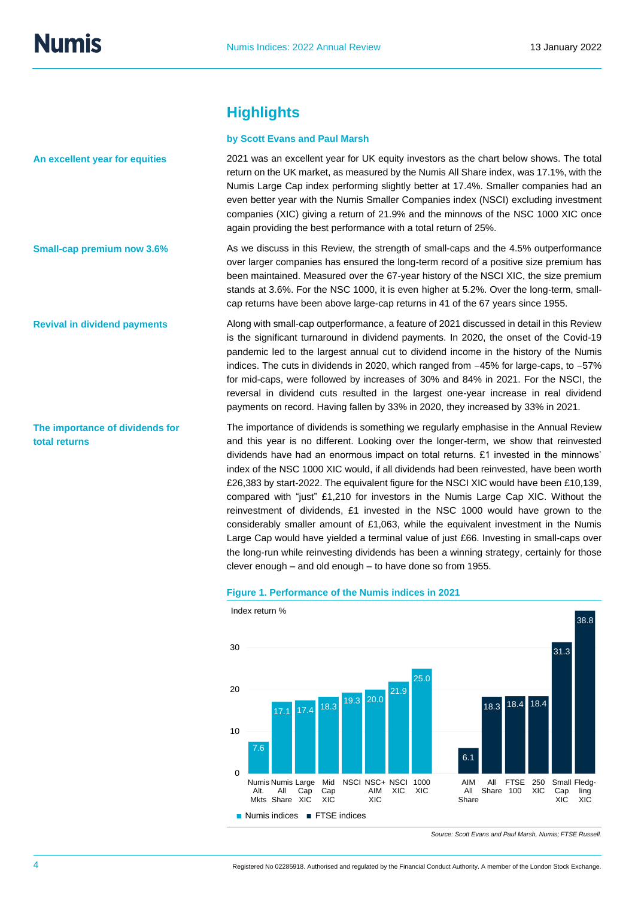# Highlights

**by Scott Evans and Paul Marsh**

**An excellent year for equities**

2021 was an excellent year for UK equity investors as the chart below shows. The total return on the UK market, as measured by the Numis All Share index, was 17.1%, with the Numis Large Cap index performing slightly better at 17.4%. Smaller companies had an even better year with the Numis Smaller Companies index (NSCI) excluding investment companies (XIC) giving a return of 21.9% and the minnows of the NSC 1000 XIC once again providing the best performance with a total return of 25%.

**Small-cap premium now 3.6%**

As we discuss in this Review, the strength of small-caps and the 4.5% outperformance over larger companies has ensured the long-term record of a positive size premium has been maintained. Measured over the 67-year history of the NSCI XIC, the size premium stands at 3.6%. For the NSC 1000, it is even higher at 5.2%. Over the long-term, small-cap returns have been above large-cap returns in 41 of the 67 years since 1955.

**Revival in dividend payments**

Along with small-cap outperformance, a feature of 2021 discussed in detail in this Review is the significant turnaround in dividend payments. In 2020, the onset of the Covid-19 pandemic led to the largest annual cut to dividend income in the history of the Numis indices. The cuts in dividends in 2020, which ranged from −45% for large-caps, to −57% for mid-caps, were followed by increases of 30% and 84% in 2021. For the NSCI, the reversal in dividend cuts resulted in the largest one-year increase in real dividend payments on record. Having fallen by 33% in 2020, they increased by 33% in 2021.

**The importance of dividends for total returns**

The importance of dividends is something we regularly emphasise in the Annual Review and this year is no different. Looking over the longer-term, we show that reinvested dividends have had an enormous impact on total returns. £1 invested in the minnows' index of the NSC 1000 XIC would, if all dividends had been reinvested, have been worth £26,383 by start-2022. The equivalent figure for the NSCI XIC would have been £10,139, compared with "just" £1,210 for investors in the Numis Large Cap XIC. Without the reinvestment of dividends, £1 invested in the NSC 1000 would have grown to the considerably smaller amount of £1,063, while the equivalent investment in the Numis Large Cap would have yielded a terminal value of just £66. Investing in small-caps over the long-run while reinvesting dividends has been a winning strategy, certainly for those clever enough – and old enough – to have done so from 1955.

**Figure 1. Performance of the Numis indices in 2021**

Index return %

| Index | Type | Return (%) |
|---|---|---|
| Numis Alt. Mkts | Numis indices | 7.6 |
| Numis All Share | Numis indices | 17.1 |
| Large Cap XIC | Numis indices | 17.4 |
| Mid Cap XIC | Numis indices | 18.3 |
| NSCI | Numis indices | 19.3 |
| NSC+ AIM XIC | Numis indices | 20.0 |
| NSCI XIC | Numis indices | 21.9 |
| 1000 XIC | Numis indices | 25.0 |
| AIM All Share | FTSE indices | 6.1 |
| All Share | FTSE indices | 18.3 |
| FTSE 100 | FTSE indices | 18.4 |
| 250 XIC | FTSE indices | 18.4 |
| Small Cap XIC | FTSE indices | 31.3 |
| Fledgling XIC | FTSE indices | 38.8 |

*Source: Scott Evans and Paul Marsh, Numis; FTSE Russell.*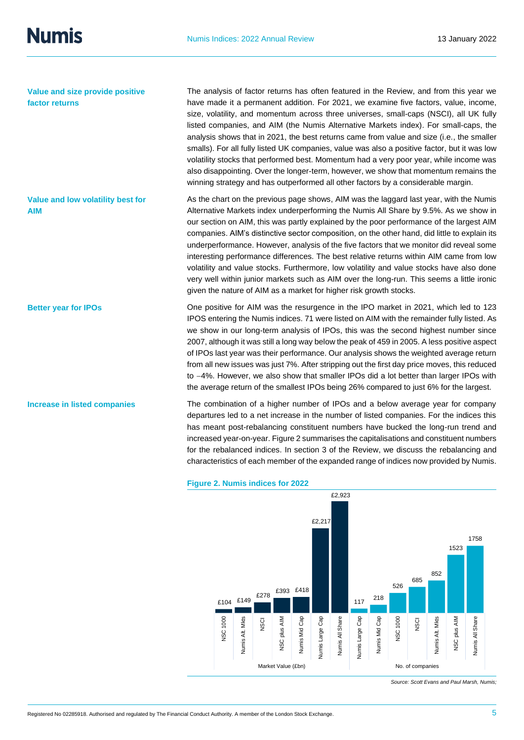**Value and size provide positive factor returns**

The analysis of factor returns has often featured in the Review, and from this year we have made it a permanent addition. For 2021, we examine five factors, value, income, size, volatility, and momentum across three universes, small-caps (NSCI), all UK fully listed companies, and AIM (the Numis Alternative Markets index). For small-caps, the analysis shows that in 2021, the best returns came from value and size (i.e., the smaller smalls). For all fully listed UK companies, value was also a positive factor, but it was low volatility stocks that performed best. Momentum had a very poor year, while income was also disappointing. Over the longer-term, however, we show that momentum remains the winning strategy and has outperformed all other factors by a considerable margin.

**Value and low volatility best for AIM**

As the chart on the previous page shows, AIM was the laggard last year, with the Numis Alternative Markets index underperforming the Numis All Share by 9.5%. As we show in our section on AIM, this was partly explained by the poor performance of the largest AIM companies. AIM's distinctive sector composition, on the other hand, did little to explain its underperformance. However, analysis of the five factors that we monitor did reveal some interesting performance differences. The best relative returns within AIM came from low volatility and value stocks. Furthermore, low volatility and value stocks have also done very well within junior markets such as AIM over the long-run. This seems a little ironic given the nature of AIM as a market for higher risk growth stocks.

**Better year for IPOs**

One positive for AIM was the resurgence in the IPO market in 2021, which led to 123 IPOS entering the Numis indices. 71 were listed on AIM with the remainder fully listed. As we show in our long-term analysis of IPOs, this was the second highest number since 2007, although it was still a long way below the peak of 459 in 2005. A less positive aspect of IPOs last year was their performance. Our analysis shows the weighted average return from all new issues was just 7%. After stripping out the first day price moves, this reduced to −4%. However, we also show that smaller IPOs did a lot better than larger IPOs with the average return of the smallest IPOs being 26% compared to just 6% for the largest.

**Increase in listed companies**

The combination of a higher number of IPOs and a below average year for company departures led to a net increase in the number of listed companies. For the indices this has meant post-rebalancing constituent numbers have bucked the long-run trend and increased year-on-year. Figure 2 summarises the capitalisations and constituent numbers for the rebalanced indices. In section 3 of the Review, we discuss the rebalancing and characteristics of each member of the expanded range of indices now provided by Numis.

**Figure 2. Numis indices for 2022**

| Index | Market Value (£bn) | No. of companies |
|---|---|---|
| NSC 1000 | £104 | 526 |
| Numis Alt. Mkts | £149 | 852 |
| NSCI | £278 | 685 |
| NSC plus AIM | £393 | 1523 |
| Numis Mid Cap | £418 | 218 |
| Numis Large Cap | £2,217 | 117 |
| Numis All Share | £2,923 | 1758 |

*Source: Scott Evans and Paul Marsh, Numis;*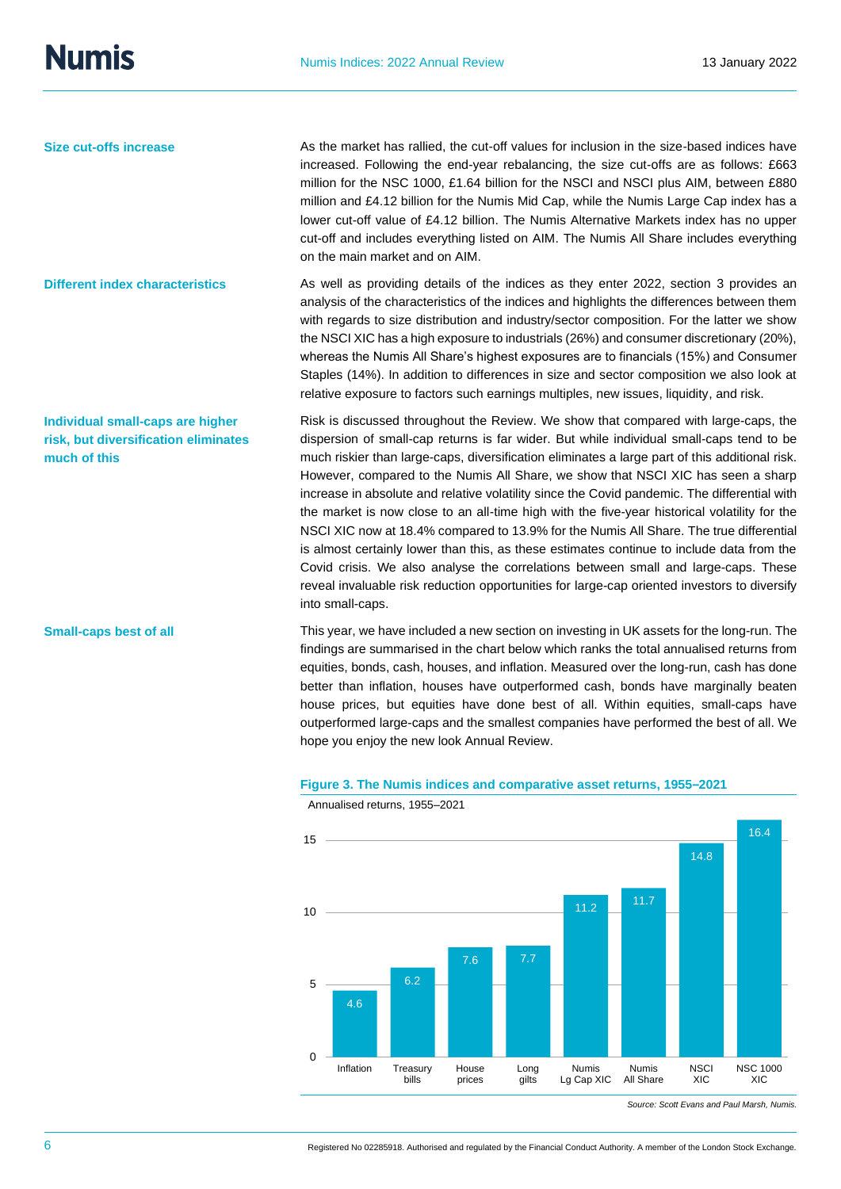**Size cut-offs increase**

As the market has rallied, the cut-off values for inclusion in the size-based indices have increased. Following the end-year rebalancing, the size cut-offs are as follows: £663 million for the NSC 1000, £1.64 billion for the NSCI and NSCI plus AIM, between £880 million and £4.12 billion for the Numis Mid Cap, while the Numis Large Cap index has a lower cut-off value of £4.12 billion. The Numis Alternative Markets index has no upper cut-off and includes everything listed on AIM. The Numis All Share includes everything on the main market and on AIM.

**Different index characteristics**

As well as providing details of the indices as they enter 2022, section 3 provides an analysis of the characteristics of the indices and highlights the differences between them with regards to size distribution and industry/sector composition. For the latter we show the NSCI XIC has a high exposure to industrials (26%) and consumer discretionary (20%), whereas the Numis All Share's highest exposures are to financials (15%) and Consumer Staples (14%). In addition to differences in size and sector composition we also look at relative exposure to factors such earnings multiples, new issues, liquidity, and risk.

**Individual small-caps are higher risk, but diversification eliminates much of this**

Risk is discussed throughout the Review. We show that compared with large-caps, the dispersion of small-cap returns is far wider. But while individual small-caps tend to be much riskier than large-caps, diversification eliminates a large part of this additional risk. However, compared to the Numis All Share, we show that NSCI XIC has seen a sharp increase in absolute and relative volatility since the Covid pandemic. The differential with the market is now close to an all-time high with the five-year historical volatility for the NSCI XIC now at 18.4% compared to 13.9% for the Numis All Share. The true differential is almost certainly lower than this, as these estimates continue to include data from the Covid crisis. We also analyse the correlations between small and large-caps. These reveal invaluable risk reduction opportunities for large-cap oriented investors to diversify into small-caps.

**Small-caps best of all**

This year, we have included a new section on investing in UK assets for the long-run. The findings are summarised in the chart below which ranks the total annualised returns from equities, bonds, cash, houses, and inflation. Measured over the long-run, cash has done better than inflation, houses have outperformed cash, bonds have marginally beaten house prices, but equities have done best of all. Within equities, small-caps have outperformed large-caps and the smallest companies have performed the best of all. We hope you enjoy the new look Annual Review.

**Figure 3. The Numis indices and comparative asset returns, 1955–2021**

Annualised returns, 1955–2021

| Asset | Annualised return (%) |
|---|---|
| Inflation | 4.6 |
| Treasury bills | 6.2 |
| House prices | 7.6 |
| Long gilts | 7.7 |
| Numis Lg Cap XIC | 11.2 |
| Numis All Share | 11.7 |
| NSCI XIC | 14.8 |
| NSC 1000 XIC | 16.4 |

*Source: Scott Evans and Paul Marsh, Numis.*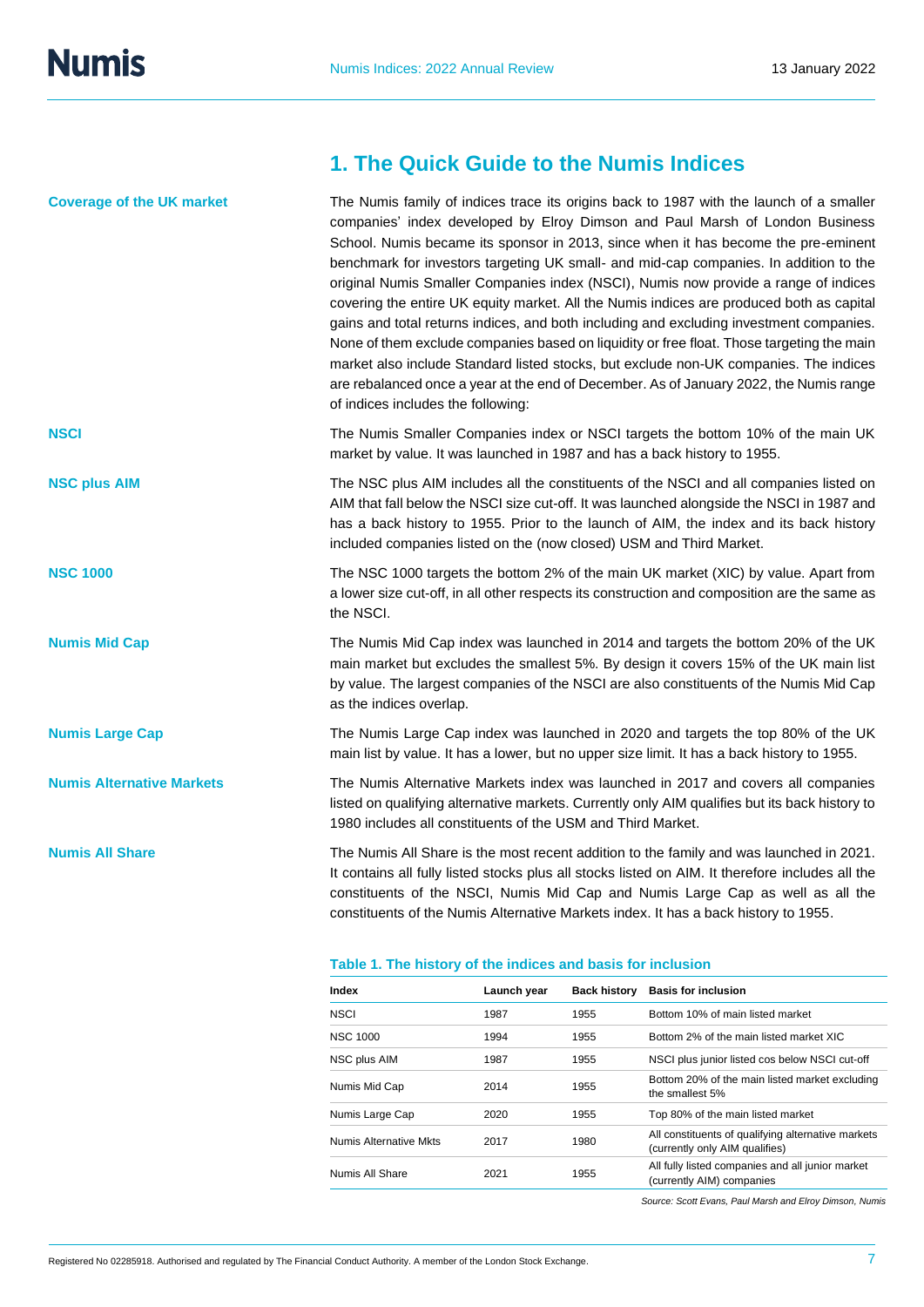# 1. The Quick Guide to the Numis Indices

**Coverage of the UK market**

The Numis family of indices trace its origins back to 1987 with the launch of a smaller companies' index developed by Elroy Dimson and Paul Marsh of London Business School. Numis became its sponsor in 2013, since when it has become the pre-eminent benchmark for investors targeting UK small- and mid-cap companies. In addition to the original Numis Smaller Companies index (NSCI), Numis now provide a range of indices covering the entire UK equity market. All the Numis indices are produced both as capital gains and total returns indices, and both including and excluding investment companies. None of them exclude companies based on liquidity or free float. Those targeting the main market also include Standard listed stocks, but exclude non-UK companies. The indices are rebalanced once a year at the end of December. As of January 2022, the Numis range of indices includes the following:

**NSCI**

The Numis Smaller Companies index or NSCI targets the bottom 10% of the main UK market by value. It was launched in 1987 and has a back history to 1955.

**NSC plus AIM**

The NSC plus AIM includes all the constituents of the NSCI and all companies listed on AIM that fall below the NSCI size cut-off. It was launched alongside the NSCI in 1987 and has a back history to 1955. Prior to the launch of AIM, the index and its back history included companies listed on the (now closed) USM and Third Market.

**NSC 1000**

The NSC 1000 targets the bottom 2% of the main UK market (XIC) by value. Apart from a lower size cut-off, in all other respects its construction and composition are the same as the NSCI.

**Numis Mid Cap**

The Numis Mid Cap index was launched in 2014 and targets the bottom 20% of the UK main market but excludes the smallest 5%. By design it covers 15% of the UK main list by value. The largest companies of the NSCI are also constituents of the Numis Mid Cap as the indices overlap.

**Numis Large Cap**

The Numis Large Cap index was launched in 2020 and targets the top 80% of the UK main list by value. It has a lower, but no upper size limit. It has a back history to 1955.

**Numis Alternative Markets**

The Numis Alternative Markets index was launched in 2017 and covers all companies listed on qualifying alternative markets. Currently only AIM qualifies but its back history to 1980 includes all constituents of the USM and Third Market.

**Numis All Share**

The Numis All Share is the most recent addition to the family and was launched in 2021. It contains all fully listed stocks plus all stocks listed on AIM. It therefore includes all the constituents of the NSCI, Numis Mid Cap and Numis Large Cap as well as all the constituents of the Numis Alternative Markets index. It has a back history to 1955.

**Table 1. The history of the indices and basis for inclusion**

| Index | Launch year | Back history | Basis for inclusion |
|---|---|---|---|
| NSCI | 1987 | 1955 | Bottom 10% of main listed market |
| NSC 1000 | 1994 | 1955 | Bottom 2% of the main listed market XIC |
| NSC plus AIM | 1987 | 1955 | NSCI plus junior listed cos below NSCI cut-off |
| Numis Mid Cap | 2014 | 1955 | Bottom 20% of the main listed market excluding the smallest 5% |
| Numis Large Cap | 2020 | 1955 | Top 80% of the main listed market |
| Numis Alternative Mkts | 2017 | 1980 | All constituents of qualifying alternative markets (currently only AIM qualifies) |
| Numis All Share | 2021 | 1955 | All fully listed companies and all junior market (currently AIM) companies |

*Source: Scott Evans, Paul Marsh and Elroy Dimson, Numis*